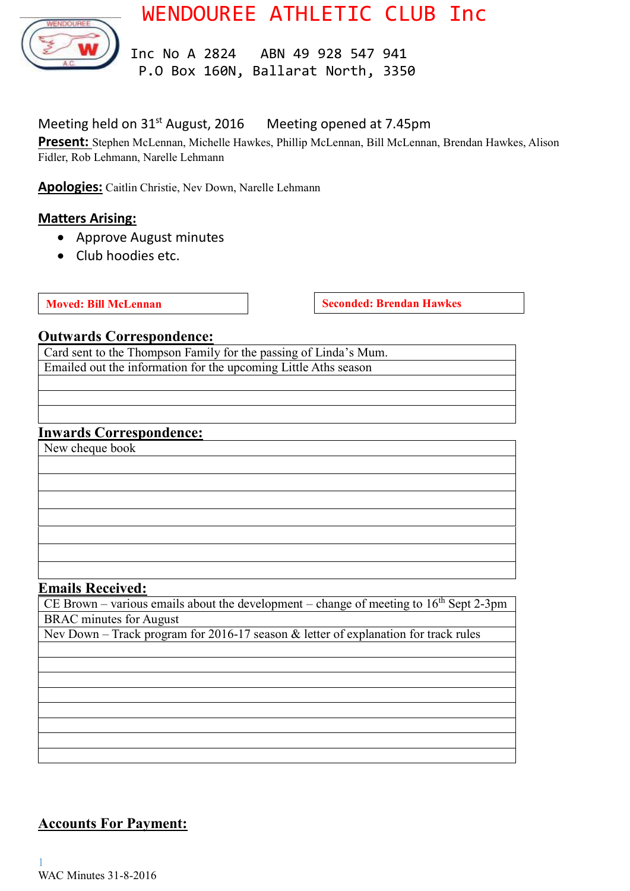# WENDOUREE ATHLETIC CLUB Inc

Inc No A 2824 ABN 49 928 547 941
P.O Box 160N, Ballarat North, 3350

Meeting held on 31st August, 2016 Meeting opened at 7.45pm

**Present:** Stephen McLennan, Michelle Hawkes, Phillip McLennan, Bill McLennan, Brendan Hawkes, Alison Fidler, Rob Lehmann, Narelle Lehmann

**Apologies:** Caitlin Christie, Nev Down, Narelle Lehmann

## Matters Arising:

- Approve August minutes
- Club hoodies etc.

| **Moved: Bill McLennan** | **Seconded: Brendan Hawkes** |
|---|---|

## Outwards Correspondence:

| |
|---|
| Card sent to the Thompson Family for the passing of Linda's Mum. |
| Emailed out the information for the upcoming Little Aths season |
| |
| |
| |

## Inwards Correspondence:

| |
|---|
| New cheque book |
| |
| |
| |
| |
| |
| |
| |

## Emails Received:

| |
|---|
| CE Brown – various emails about the development – change of meeting to 16th Sept 2-3pm |
| BRAC minutes for August |
| Nev Down – Track program for 2016-17 season & letter of explanation for track rules |
| |
| |
| |
| |
| |
| |
| |
| |

## Accounts For Payment: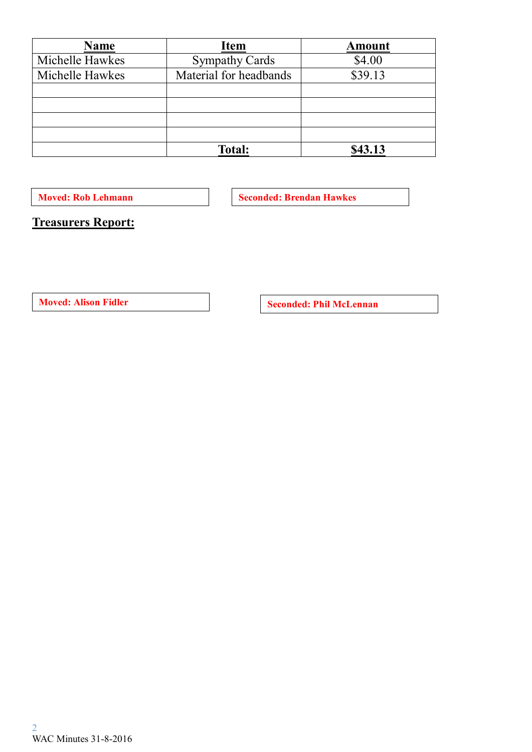| Name | Item | Amount |
|---|---|---|
| Michelle Hawkes | Sympathy Cards | $4.00 |
| Michelle Hawkes | Material for headbands | $39.13 |
| | | |
| | | |
| | | |
| | | |
| | **Total:** | **$43.13** |

**Moved: Rob Lehmann**

**Seconded: Brendan Hawkes**

## Treasurers Report:

**Moved: Alison Fidler**

**Seconded: Phil McLennan**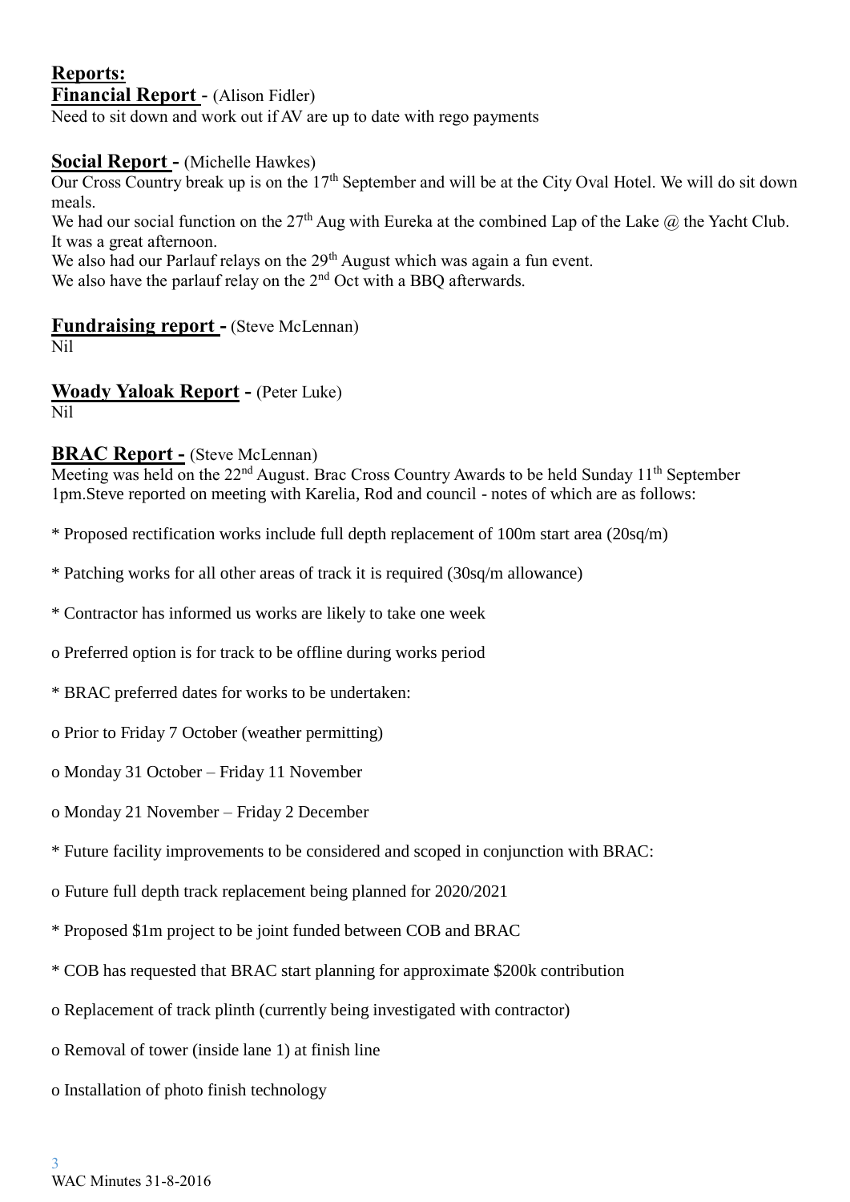## Reports:

### Financial Report - (Alison Fidler)

Need to sit down and work out if AV are up to date with rego payments

### Social Report - (Michelle Hawkes)

Our Cross Country break up is on the 17th September and will be at the City Oval Hotel. We will do sit down meals.

We had our social function on the 27th Aug with Eureka at the combined Lap of the Lake @ the Yacht Club. It was a great afternoon.

We also had our Parlauf relays on the 29th August which was again a fun event.

We also have the parlauf relay on the 2nd Oct with a BBQ afterwards.

### Fundraising report - (Steve McLennan)

Nil

### Woady Yaloak Report - (Peter Luke)

Nil

### BRAC Report - (Steve McLennan)

Meeting was held on the 22nd August. Brac Cross Country Awards to be held Sunday 11th September 1pm.Steve reported on meeting with Karelia, Rod and council - notes of which are as follows:

* Proposed rectification works include full depth replacement of 100m start area (20sq/m)

* Patching works for all other areas of track it is required (30sq/m allowance)

* Contractor has informed us works are likely to take one week

o Preferred option is for track to be offline during works period

* BRAC preferred dates for works to be undertaken:

o Prior to Friday 7 October (weather permitting)

o Monday 31 October – Friday 11 November

o Monday 21 November – Friday 2 December

* Future facility improvements to be considered and scoped in conjunction with BRAC:

o Future full depth track replacement being planned for 2020/2021

* Proposed $1m project to be joint funded between COB and BRAC

* COB has requested that BRAC start planning for approximate $200k contribution

o Replacement of track plinth (currently being investigated with contractor)

o Removal of tower (inside lane 1) at finish line

o Installation of photo finish technology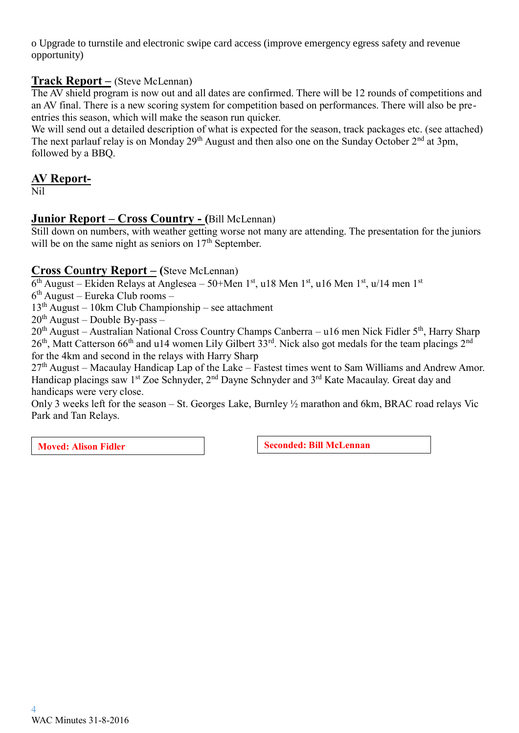o Upgrade to turnstile and electronic swipe card access (improve emergency egress safety and revenue opportunity)

## Track Report – (Steve McLennan)

The AV shield program is now out and all dates are confirmed. There will be 12 rounds of competitions and an AV final. There is a new scoring system for competition based on performances. There will also be pre-entries this season, which will make the season run quicker.
We will send out a detailed description of what is expected for the season, track packages etc. (see attached)
The next parlauf relay is on Monday 29th August and then also one on the Sunday October 2nd at 3pm, followed by a BBQ.

## AV Report-

Nil

## Junior Report – Cross Country - (Bill McLennan)

Still down on numbers, with weather getting worse not many are attending. The presentation for the juniors will be on the same night as seniors on 17th September.

## Cross Country Report – (Steve McLennan)

6th August – Ekiden Relays at Anglesea – 50+Men 1st, u18 Men 1st, u16 Men 1st, u/14 men 1st
6th August – Eureka Club rooms –
13th August – 10km Club Championship – see attachment
20th August – Double By-pass –
20th August – Australian National Cross Country Champs Canberra – u16 men Nick Fidler 5th, Harry Sharp 26th, Matt Catterson 66th and u14 women Lily Gilbert 33rd. Nick also got medals for the team placings 2nd for the 4km and second in the relays with Harry Sharp
27th August – Macaulay Handicap Lap of the Lake – Fastest times went to Sam Williams and Andrew Amor. Handicap placings saw 1st Zoe Schnyder, 2nd Dayne Schnyder and 3rd Kate Macaulay. Great day and handicaps were very close.
Only 3 weeks left for the season – St. Georges Lake, Burnley ½ marathon and 6km, BRAC road relays Vic Park and Tan Relays.

**Moved: Alison Fidler**

**Seconded: Bill McLennan**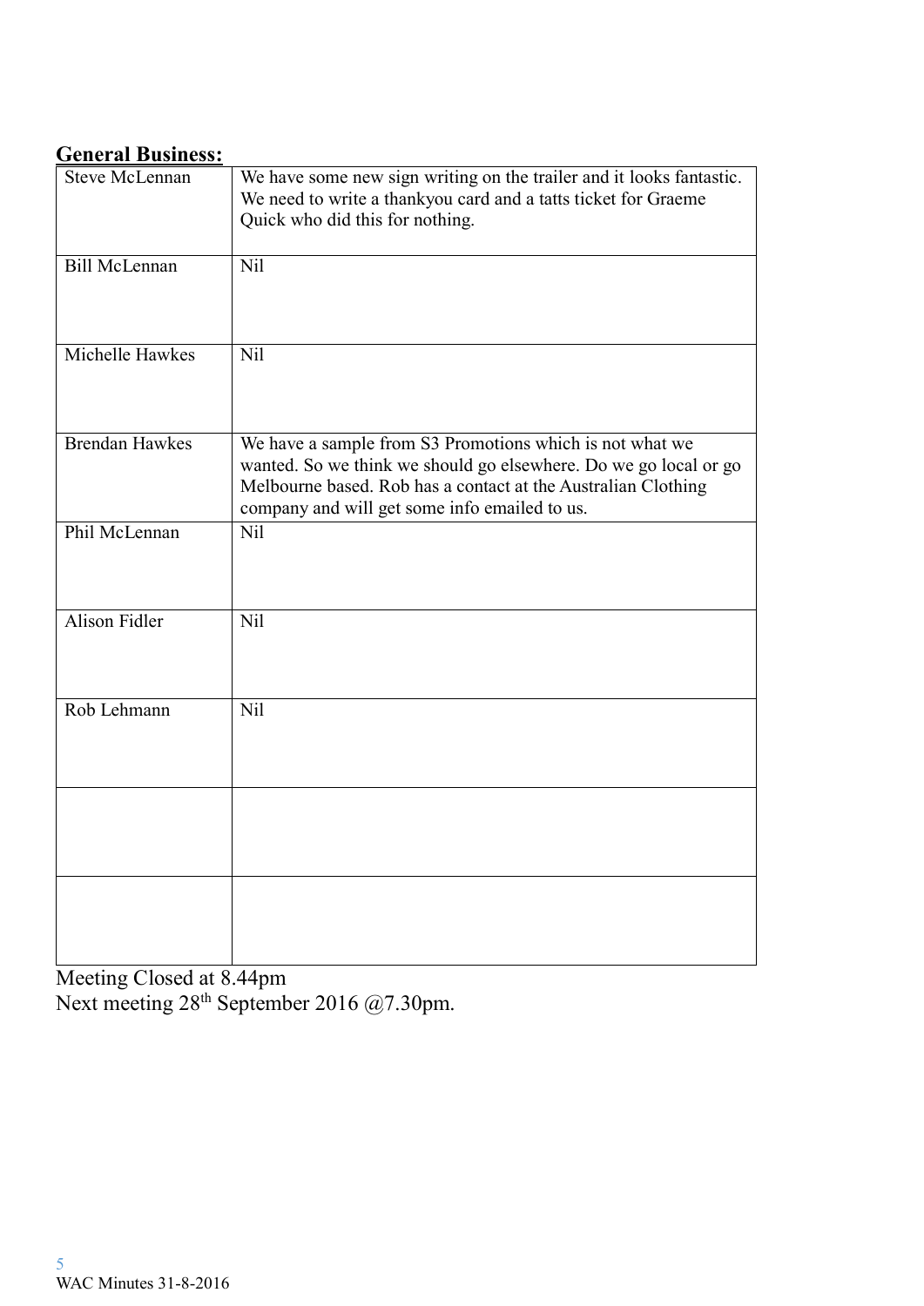## General Business:

| | |
|---|---|
| Steve McLennan | We have some new sign writing on the trailer and it looks fantastic. We need to write a thankyou card and a tatts ticket for Graeme Quick who did this for nothing. |
| Bill McLennan | Nil |
| Michelle Hawkes | Nil |
| Brendan Hawkes | We have a sample from S3 Promotions which is not what we wanted. So we think we should go elsewhere. Do we go local or go Melbourne based. Rob has a contact at the Australian Clothing company and will get some info emailed to us. |
| Phil McLennan | Nil |
| Alison Fidler | Nil |
| Rob Lehmann | Nil |
| | |
| | |

Meeting Closed at 8.44pm
Next meeting 28th September 2016 @7.30pm.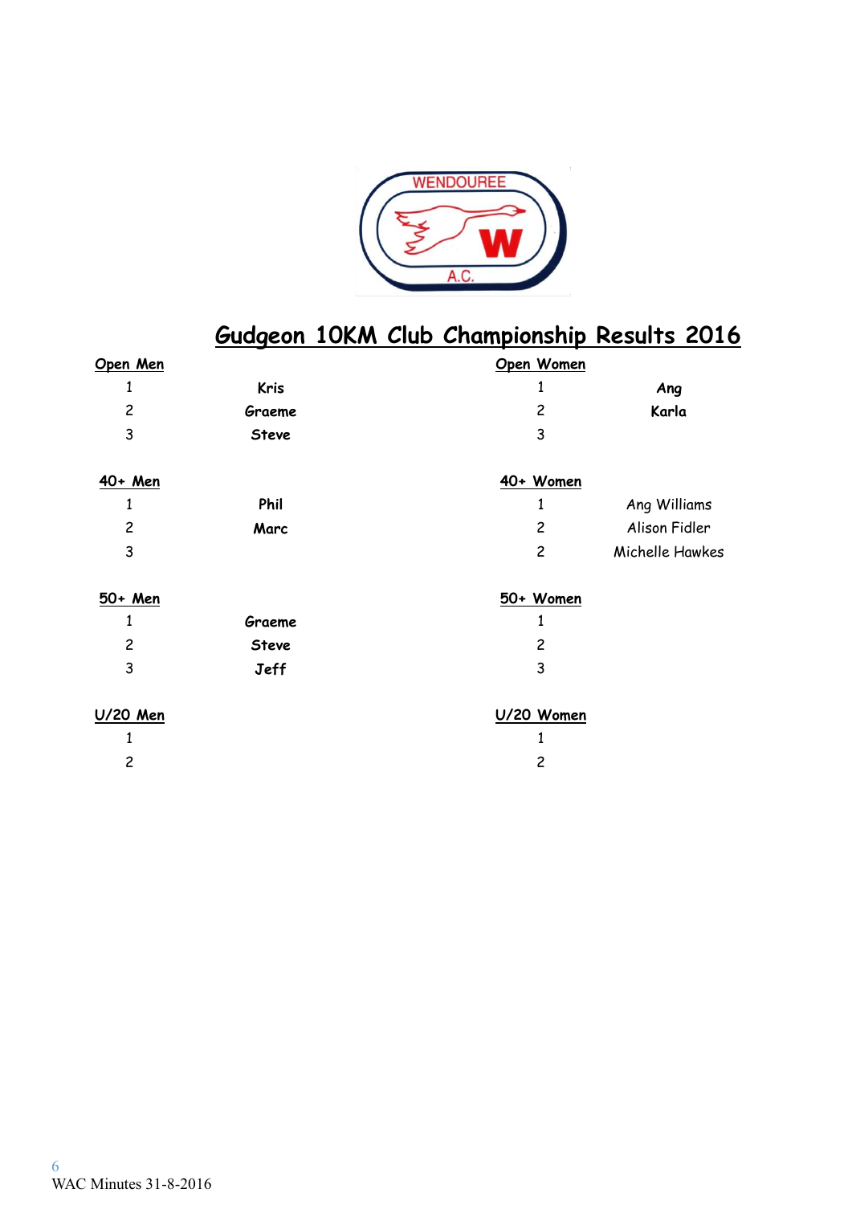# Gudgeon 10KM Club Championship Results 2016

| **Open Men** | | **Open Women** | |
|---|---|---|---|
| 1 | **Kris** | 1 | **Ang** |
| 2 | **Graeme** | 2 | **Karla** |
| 3 | **Steve** | 3 | |

| **40+ Men** | | **40+ Women** | |
|---|---|---|---|
| 1 | **Phil** | 1 | Ang Williams |
| 2 | **Marc** | 2 | Alison Fidler |
| 3 | | 2 | Michelle Hawkes |

| **50+ Men** | | **50+ Women** | |
|---|---|---|---|
| 1 | **Graeme** | 1 | |
| 2 | **Steve** | 2 | |
| 3 | **Jeff** | 3 | |

| **U/20 Men** | | **U/20 Women** | |
|---|---|---|---|
| 1 | | 1 | |
| 2 | | 2 | |

WAC Minutes 31-8-2016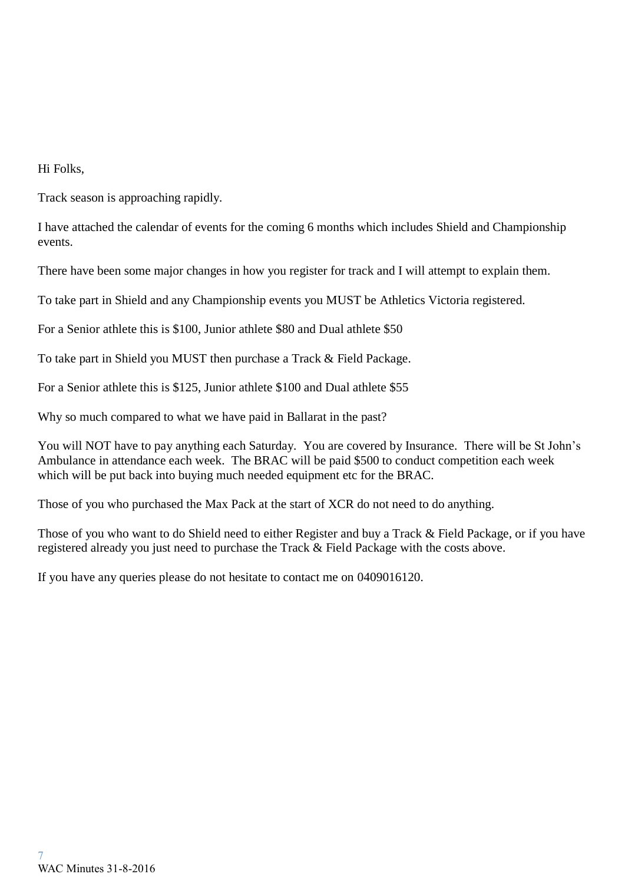Hi Folks,

Track season is approaching rapidly.

I have attached the calendar of events for the coming 6 months which includes Shield and Championship events.

There have been some major changes in how you register for track and I will attempt to explain them.

To take part in Shield and any Championship events you MUST be Athletics Victoria registered.

For a Senior athlete this is $100, Junior athlete $80 and Dual athlete $50

To take part in Shield you MUST then purchase a Track & Field Package.

For a Senior athlete this is $125, Junior athlete $100 and Dual athlete $55

Why so much compared to what we have paid in Ballarat in the past?

You will NOT have to pay anything each Saturday. You are covered by Insurance. There will be St John's Ambulance in attendance each week. The BRAC will be paid $500 to conduct competition each week which will be put back into buying much needed equipment etc for the BRAC.

Those of you who purchased the Max Pack at the start of XCR do not need to do anything.

Those of you who want to do Shield need to either Register and buy a Track & Field Package, or if you have registered already you just need to purchase the Track & Field Package with the costs above.

If you have any queries please do not hesitate to contact me on 0409016120.